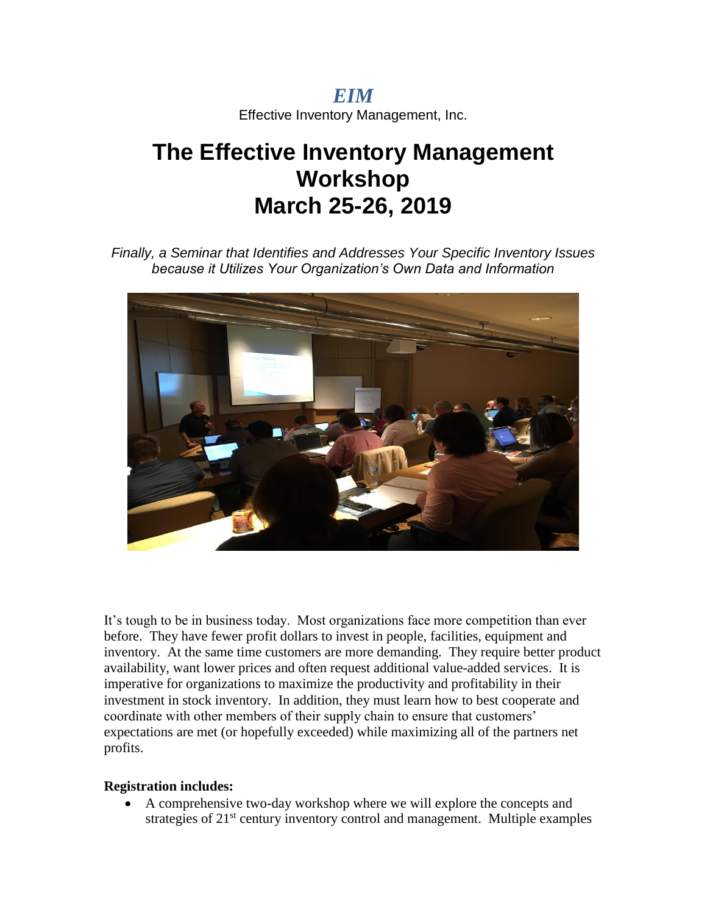*EIM*

Effective Inventory Management, Inc.

# The Effective Inventory Management Workshop March 25-26, 2019

*Finally, a Seminar that Identifies and Addresses Your Specific Inventory Issues because it Utilizes Your Organization's Own Data and Information*

It's tough to be in business today. Most organizations face more competition than ever before. They have fewer profit dollars to invest in people, facilities, equipment and inventory. At the same time customers are more demanding. They require better product availability, want lower prices and often request additional value-added services. It is imperative for organizations to maximize the productivity and profitability in their investment in stock inventory. In addition, they must learn how to best cooperate and coordinate with other members of their supply chain to ensure that customers' expectations are met (or hopefully exceeded) while maximizing all of the partners net profits.

**Registration includes:**

- A comprehensive two-day workshop where we will explore the concepts and strategies of 21st century inventory control and management. Multiple examples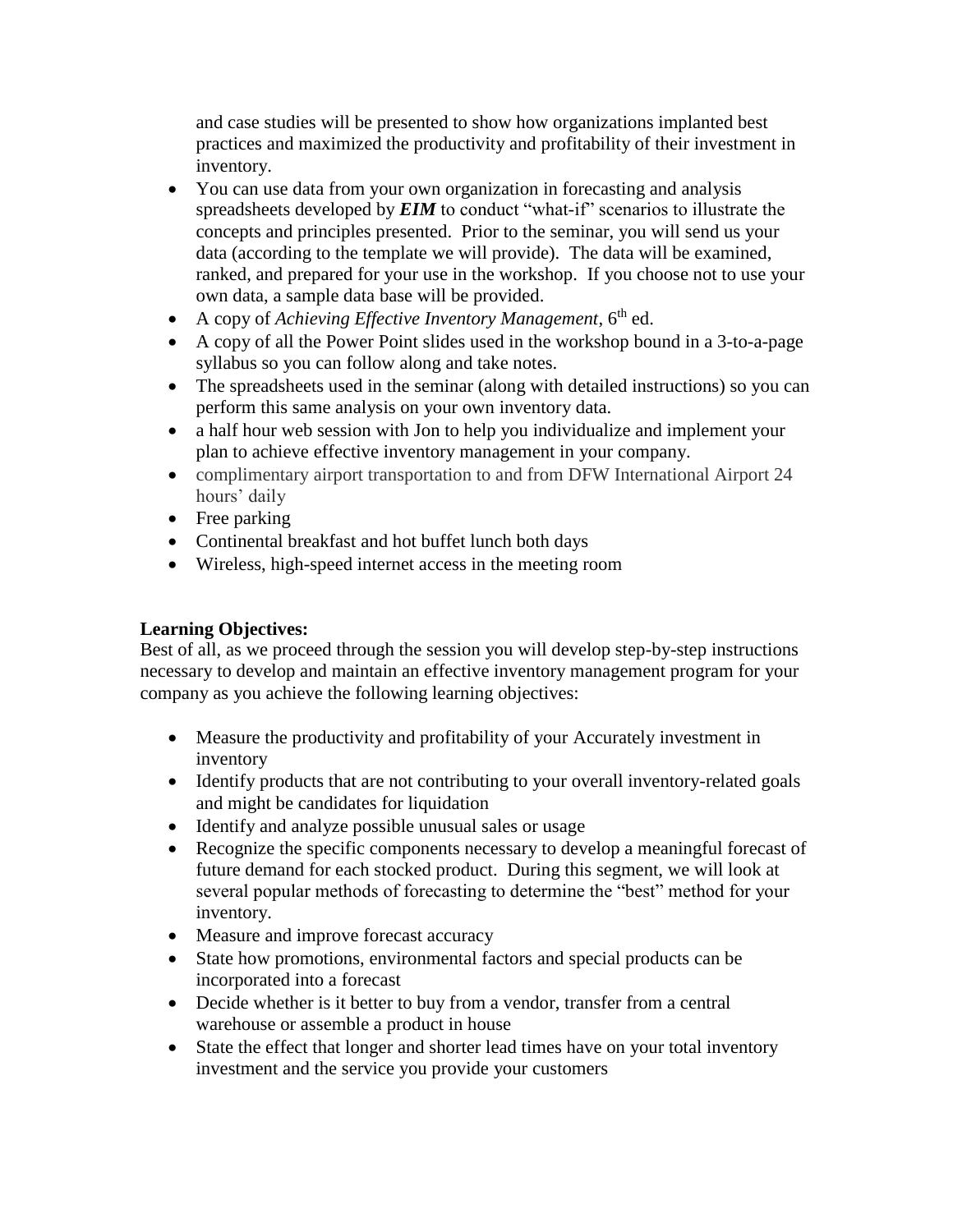and case studies will be presented to show how organizations implanted best practices and maximized the productivity and profitability of their investment in inventory.

- You can use data from your own organization in forecasting and analysis spreadsheets developed by ***EIM*** to conduct "what-if" scenarios to illustrate the concepts and principles presented. Prior to the seminar, you will send us your data (according to the template we will provide). The data will be examined, ranked, and prepared for your use in the workshop. If you choose not to use your own data, a sample data base will be provided.
- A copy of *Achieving Effective Inventory Management*, 6th ed.
- A copy of all the Power Point slides used in the workshop bound in a 3-to-a-page syllabus so you can follow along and take notes.
- The spreadsheets used in the seminar (along with detailed instructions) so you can perform this same analysis on your own inventory data.
- a half hour web session with Jon to help you individualize and implement your plan to achieve effective inventory management in your company.
- complimentary airport transportation to and from DFW International Airport 24 hours' daily
- Free parking
- Continental breakfast and hot buffet lunch both days
- Wireless, high-speed internet access in the meeting room

**Learning Objectives:**
Best of all, as we proceed through the session you will develop step-by-step instructions necessary to develop and maintain an effective inventory management program for your company as you achieve the following learning objectives:

- Measure the productivity and profitability of your Accurately investment in inventory
- Identify products that are not contributing to your overall inventory-related goals and might be candidates for liquidation
- Identify and analyze possible unusual sales or usage
- Recognize the specific components necessary to develop a meaningful forecast of future demand for each stocked product. During this segment, we will look at several popular methods of forecasting to determine the "best" method for your inventory.
- Measure and improve forecast accuracy
- State how promotions, environmental factors and special products can be incorporated into a forecast
- Decide whether is it better to buy from a vendor, transfer from a central warehouse or assemble a product in house
- State the effect that longer and shorter lead times have on your total inventory investment and the service you provide your customers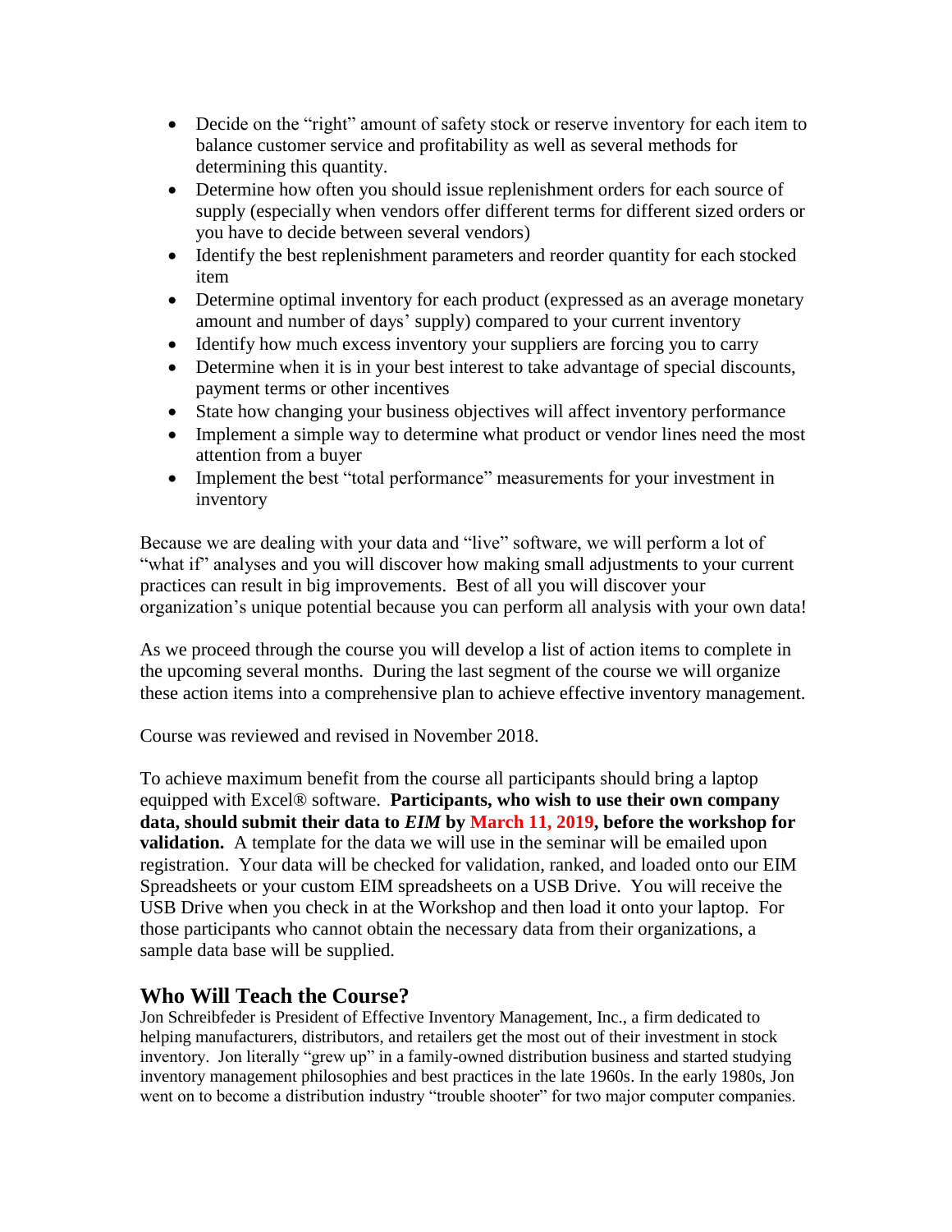- Decide on the "right" amount of safety stock or reserve inventory for each item to balance customer service and profitability as well as several methods for determining this quantity.
- Determine how often you should issue replenishment orders for each source of supply (especially when vendors offer different terms for different sized orders or you have to decide between several vendors)
- Identify the best replenishment parameters and reorder quantity for each stocked item
- Determine optimal inventory for each product (expressed as an average monetary amount and number of days' supply) compared to your current inventory
- Identify how much excess inventory your suppliers are forcing you to carry
- Determine when it is in your best interest to take advantage of special discounts, payment terms or other incentives
- State how changing your business objectives will affect inventory performance
- Implement a simple way to determine what product or vendor lines need the most attention from a buyer
- Implement the best "total performance" measurements for your investment in inventory

Because we are dealing with your data and "live" software, we will perform a lot of "what if" analyses and you will discover how making small adjustments to your current practices can result in big improvements. Best of all you will discover your organization's unique potential because you can perform all analysis with your own data!

As we proceed through the course you will develop a list of action items to complete in the upcoming several months. During the last segment of the course we will organize these action items into a comprehensive plan to achieve effective inventory management.

Course was reviewed and revised in November 2018.

To achieve maximum benefit from the course all participants should bring a laptop equipped with Excel® software. **Participants, who wish to use their own company data, should submit their data to *EIM* by March 11, 2019, before the workshop for validation.** A template for the data we will use in the seminar will be emailed upon registration. Your data will be checked for validation, ranked, and loaded onto our EIM Spreadsheets or your custom EIM spreadsheets on a USB Drive. You will receive the USB Drive when you check in at the Workshop and then load it onto your laptop. For those participants who cannot obtain the necessary data from their organizations, a sample data base will be supplied.

## Who Will Teach the Course?

Jon Schreibfeder is President of Effective Inventory Management, Inc., a firm dedicated to helping manufacturers, distributors, and retailers get the most out of their investment in stock inventory. Jon literally "grew up" in a family-owned distribution business and started studying inventory management philosophies and best practices in the late 1960s. In the early 1980s, Jon went on to become a distribution industry "trouble shooter" for two major computer companies.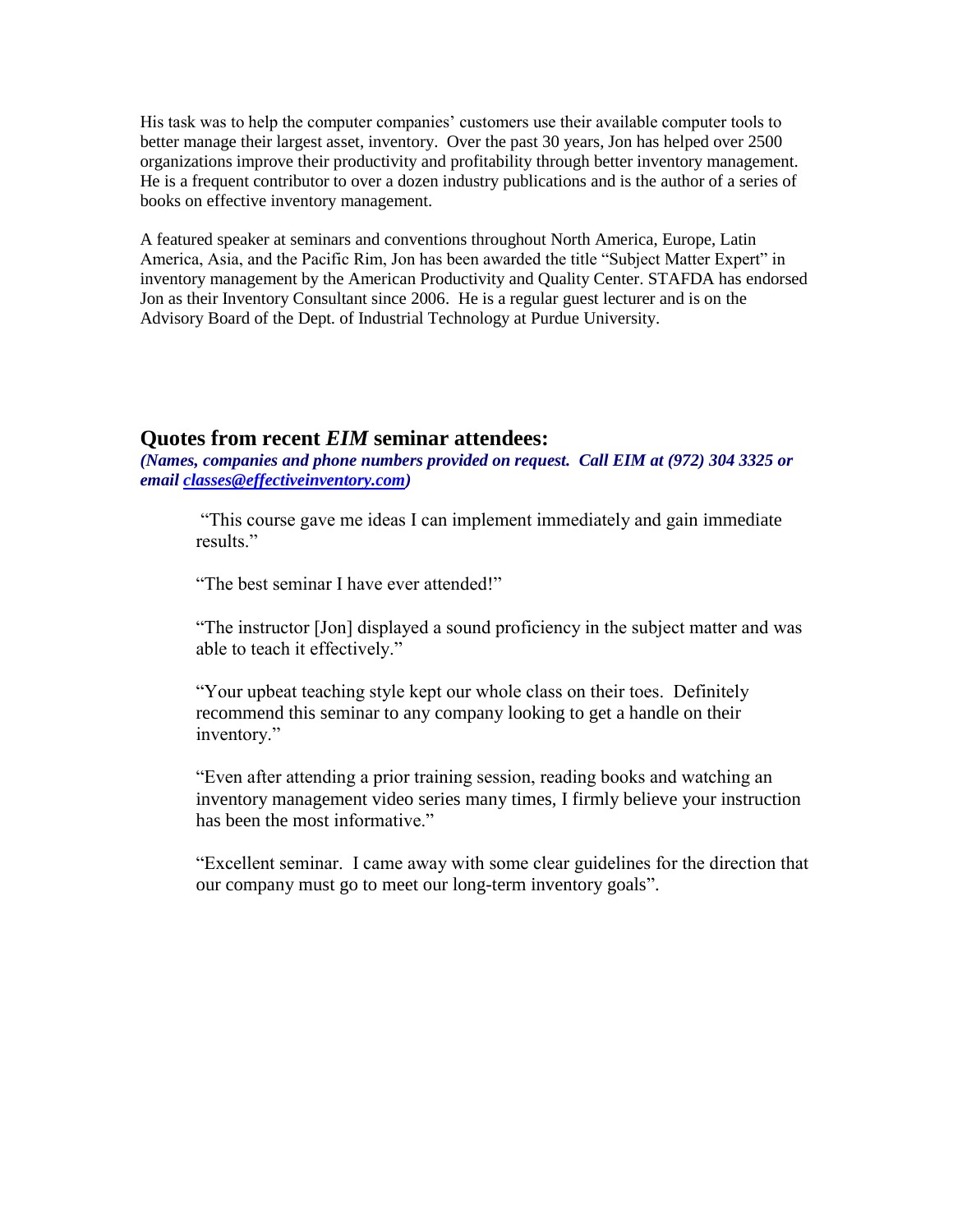His task was to help the computer companies' customers use their available computer tools to better manage their largest asset, inventory. Over the past 30 years, Jon has helped over 2500 organizations improve their productivity and profitability through better inventory management. He is a frequent contributor to over a dozen industry publications and is the author of a series of books on effective inventory management.

A featured speaker at seminars and conventions throughout North America, Europe, Latin America, Asia, and the Pacific Rim, Jon has been awarded the title "Subject Matter Expert" in inventory management by the American Productivity and Quality Center. STAFDA has endorsed Jon as their Inventory Consultant since 2006. He is a regular guest lecturer and is on the Advisory Board of the Dept. of Industrial Technology at Purdue University.

## Quotes from recent *EIM* seminar attendees:

***(Names, companies and phone numbers provided on request. Call EIM at (972) 304 3325 or email classes@effectiveinventory.com)***

> "This course gave me ideas I can implement immediately and gain immediate results."
>
> "The best seminar I have ever attended!"
>
> "The instructor [Jon] displayed a sound proficiency in the subject matter and was able to teach it effectively."
>
> "Your upbeat teaching style kept our whole class on their toes. Definitely recommend this seminar to any company looking to get a handle on their inventory."
>
> "Even after attending a prior training session, reading books and watching an inventory management video series many times, I firmly believe your instruction has been the most informative."
>
> "Excellent seminar. I came away with some clear guidelines for the direction that our company must go to meet our long-term inventory goals".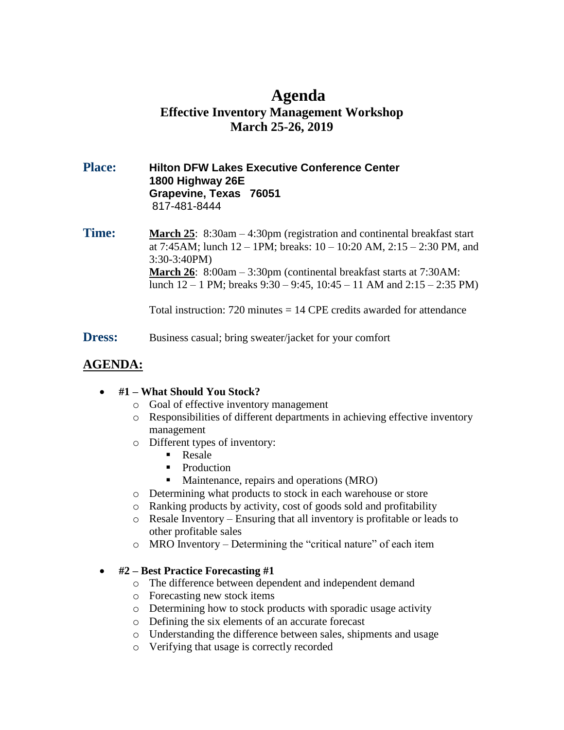# Agenda

## Effective Inventory Management Workshop
## March 25-26, 2019

**Place:** **Hilton DFW Lakes Executive Conference Center**
**1800 Highway 26E**
**Grapevine, Texas 76051**
817-481-8444

**Time:** **March 25**: 8:30am – 4:30pm (registration and continental breakfast start at 7:45AM; lunch 12 – 1PM; breaks: 10 – 10:20 AM, 2:15 – 2:30 PM, and 3:30-3:40PM)
**March 26**: 8:00am – 3:30pm (continental breakfast starts at 7:30AM: lunch 12 – 1 PM; breaks 9:30 – 9:45, 10:45 – 11 AM and 2:15 – 2:35 PM)

Total instruction: 720 minutes = 14 CPE credits awarded for attendance

**Dress:** Business casual; bring sweater/jacket for your comfort

## AGENDA:

- **#1 – What Should You Stock?**
  - Goal of effective inventory management
  - Responsibilities of different departments in achieving effective inventory management
  - Different types of inventory:
    - Resale
    - Production
    - Maintenance, repairs and operations (MRO)
  - Determining what products to stock in each warehouse or store
  - Ranking products by activity, cost of goods sold and profitability
  - Resale Inventory – Ensuring that all inventory is profitable or leads to other profitable sales
  - MRO Inventory – Determining the "critical nature" of each item

- **#2 – Best Practice Forecasting #1**
  - The difference between dependent and independent demand
  - Forecasting new stock items
  - Determining how to stock products with sporadic usage activity
  - Defining the six elements of an accurate forecast
  - Understanding the difference between sales, shipments and usage
  - Verifying that usage is correctly recorded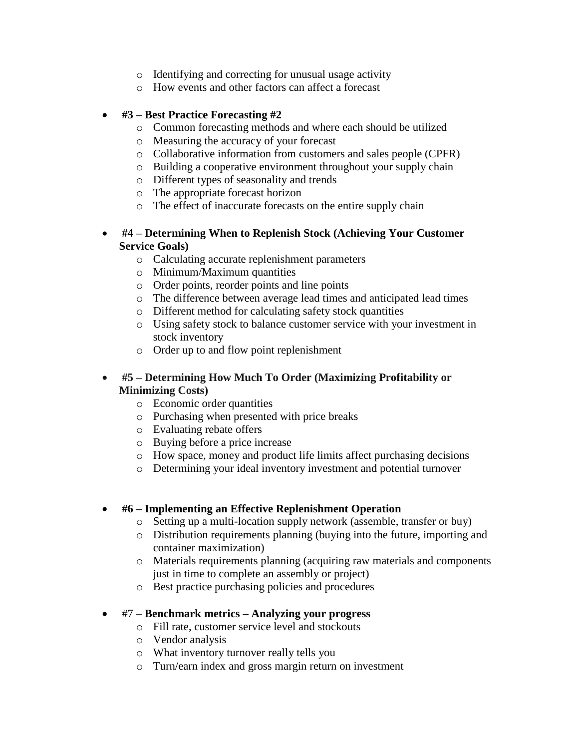- Identifying and correcting for unusual usage activity
  - How events and other factors can affect a forecast

- **#3 – Best Practice Forecasting #2**
  - Common forecasting methods and where each should be utilized
  - Measuring the accuracy of your forecast
  - Collaborative information from customers and sales people (CPFR)
  - Building a cooperative environment throughout your supply chain
  - Different types of seasonality and trends
  - The appropriate forecast horizon
  - The effect of inaccurate forecasts on the entire supply chain

- **#4 – Determining When to Replenish Stock (Achieving Your Customer Service Goals)**
  - Calculating accurate replenishment parameters
  - Minimum/Maximum quantities
  - Order points, reorder points and line points
  - The difference between average lead times and anticipated lead times
  - Different method for calculating safety stock quantities
  - Using safety stock to balance customer service with your investment in stock inventory
  - Order up to and flow point replenishment

- **#5 – Determining How Much To Order (Maximizing Profitability or Minimizing Costs)**
  - Economic order quantities
  - Purchasing when presented with price breaks
  - Evaluating rebate offers
  - Buying before a price increase
  - How space, money and product life limits affect purchasing decisions
  - Determining your ideal inventory investment and potential turnover

- **#6 – Implementing an Effective Replenishment Operation**
  - Setting up a multi-location supply network (assemble, transfer or buy)
  - Distribution requirements planning (buying into the future, importing and container maximization)
  - Materials requirements planning (acquiring raw materials and components just in time to complete an assembly or project)
  - Best practice purchasing policies and procedures

- #7 – **Benchmark metrics – Analyzing your progress**
  - Fill rate, customer service level and stockouts
  - Vendor analysis
  - What inventory turnover really tells you
  - Turn/earn index and gross margin return on investment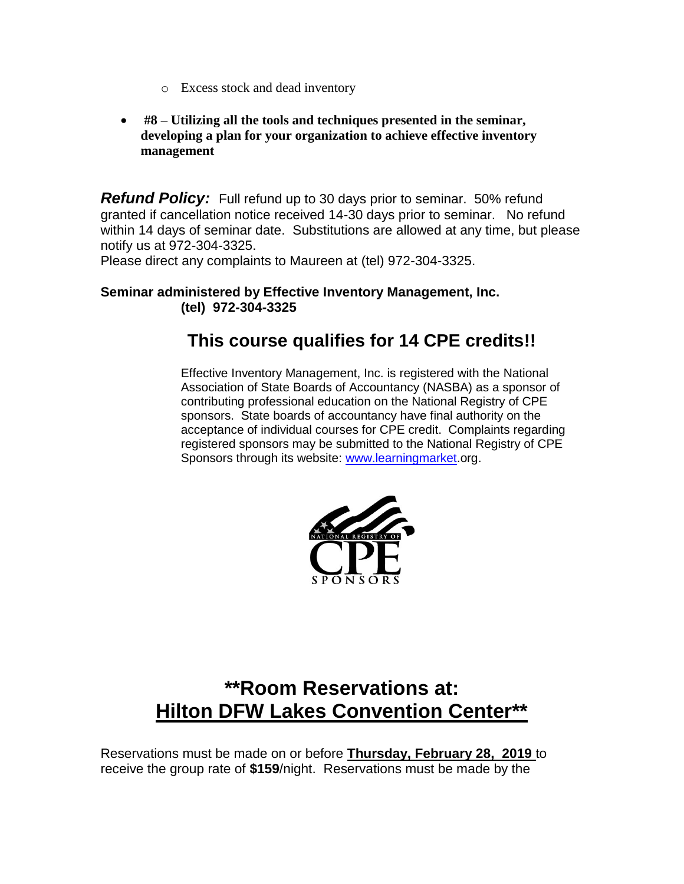- Excess stock and dead inventory

- **#8 – Utilizing all the tools and techniques presented in the seminar, developing a plan for your organization to achieve effective inventory management**

***Refund Policy:*** Full refund up to 30 days prior to seminar. 50% refund granted if cancellation notice received 14-30 days prior to seminar. No refund within 14 days of seminar date. Substitutions are allowed at any time, but please notify us at 972-304-3325.
Please direct any complaints to Maureen at (tel) 972-304-3325.

**Seminar administered by Effective Inventory Management, Inc.**
**(tel) 972-304-3325**

## This course qualifies for 14 CPE credits!!

Effective Inventory Management, Inc. is registered with the National Association of State Boards of Accountancy (NASBA) as a sponsor of contributing professional education on the National Registry of CPE sponsors. State boards of accountancy have final authority on the acceptance of individual courses for CPE credit. Complaints regarding registered sponsors may be submitted to the National Registry of CPE Sponsors through its website: www.learningmarket.org.

NATIONAL REGISTRY OF CPE SPONSORS

# **Room Reservations at: Hilton DFW Lakes Convention Center**

Reservations must be made on or before **Thursday, February 28, 2019** to receive the group rate of **$159**/night. Reservations must be made by the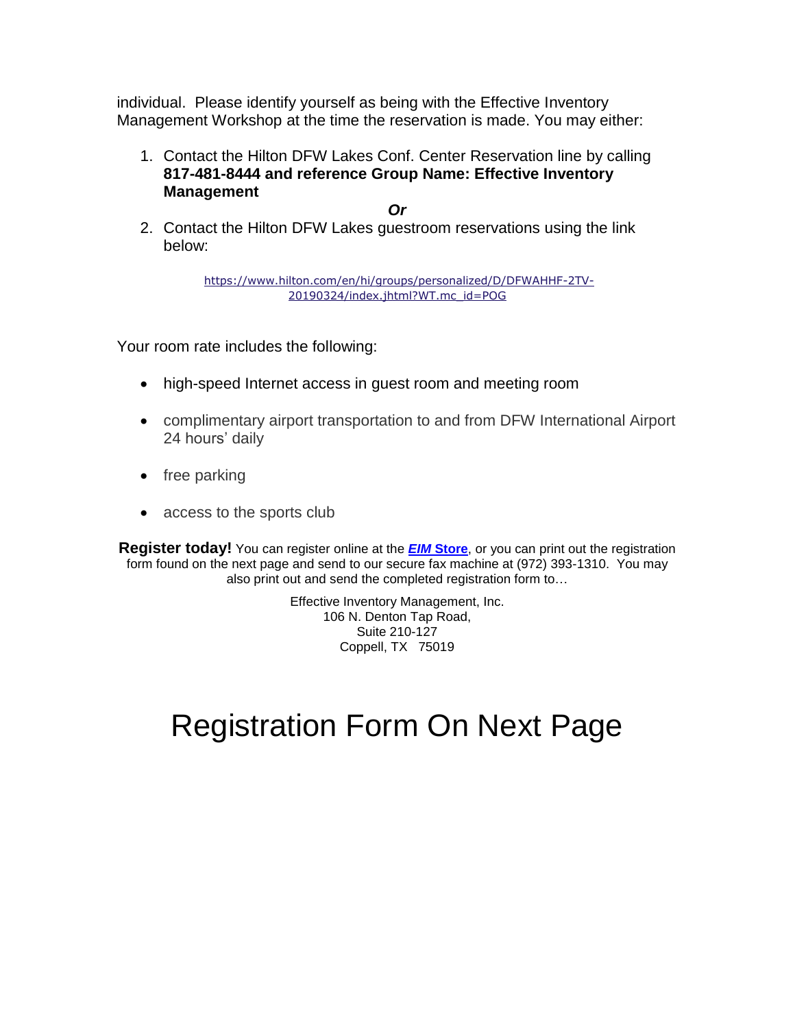individual. Please identify yourself as being with the Effective Inventory Management Workshop at the time the reservation is made. You may either:

1. Contact the Hilton DFW Lakes Conf. Center Reservation line by calling **817-481-8444 and reference Group Name: Effective Inventory Management**

   ***Or***

2. Contact the Hilton DFW Lakes guestroom reservations using the link below:

   https://www.hilton.com/en/hi/groups/personalized/D/DFWAHHF-2TV-20190324/index.jhtml?WT.mc_id=POG

Your room rate includes the following:

- high-speed Internet access in guest room and meeting room
- complimentary airport transportation to and from DFW International Airport 24 hours' daily
- free parking
- access to the sports club

**Register today!** You can register online at the ***EIM* Store**, or you can print out the registration form found on the next page and send to our secure fax machine at (972) 393-1310. You may also print out and send the completed registration form to…

Effective Inventory Management, Inc.
106 N. Denton Tap Road,
Suite 210-127
Coppell, TX 75019

# Registration Form On Next Page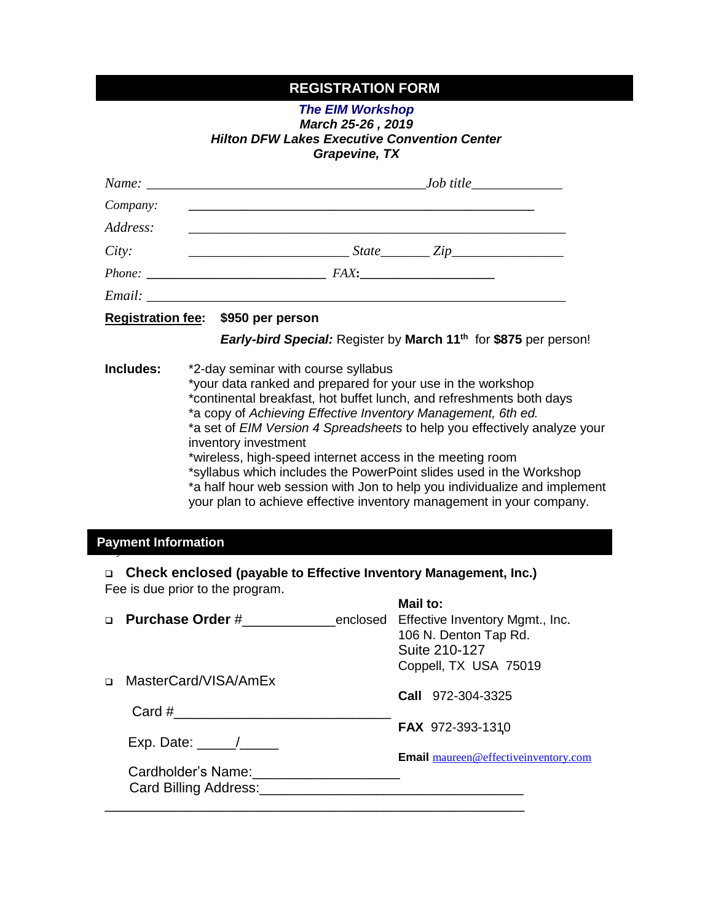## REGISTRATION FORM

***The EIM Workshop***
***March 25-26 , 2019***
***Hilton DFW Lakes Executive Convention Center***
***Grapevine, TX***

*Name:* ________________________________________*Job title*_____________

*Company:* ___________________________________________________

*Address:* _______________________________________________________

*City:* _______________________ *State*_______ *Zip*________________

*Phone:* __________________________ *FAX*:___________________

*Email:* _____________________________________________________________

**Registration fee:** **$950 per person**

***Early-bird Special:*** Register by **March 11th** for **$875** per person!

**Includes:**

*2-day seminar with course syllabus
*your data ranked and prepared for your use in the workshop
*continental breakfast, hot buffet lunch, and refreshments both days
*a copy of *Achieving Effective Inventory Management, 6th ed.*
*a set of *EIM Version 4 Spreadsheets* to help you effectively analyze your inventory investment
*wireless, high-speed internet access in the meeting room
*syllabus which includes the PowerPoint slides used in the Workshop
*a half hour web session with Jon to help you individualize and implement your plan to achieve effective inventory management in your company.

## Payment Information

❑ **Check enclosed (payable to Effective Inventory Management, Inc.)**
Fee is due prior to the program.

❑ **Purchase Order** #____________enclosed

❑ MasterCard/VISA/AmEx

Card #____________________________

Exp. Date: _____/_____

Cardholder's Name:___________________
Card Billing Address:__________________________________
_______________________________________________________

**Mail to:**
Effective Inventory Mgmt., Inc.
106 N. Denton Tap Rd.
Suite 210-127
Coppell, TX USA 75019

**Call** 972-304-3325

**FAX** 972-393-1310

**Email** maureen@effectiveinventory.com